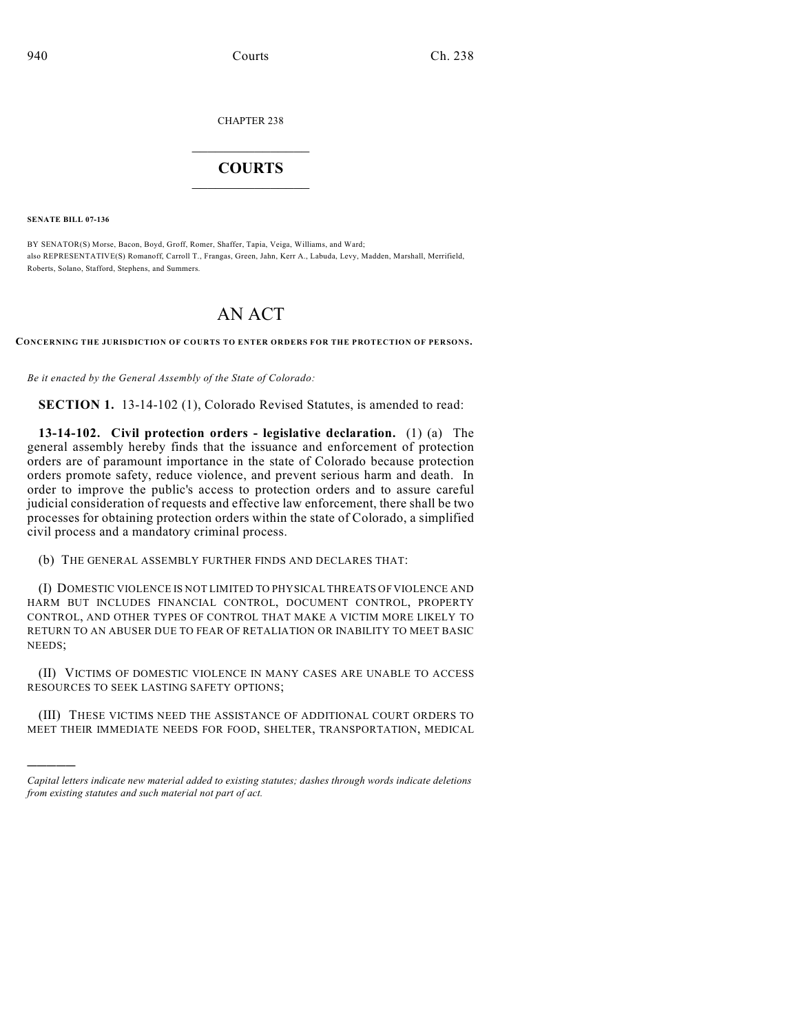CHAPTER 238

# COURTS

**SENATE BILL 07-136**

BY SENATOR(S) Morse, Bacon, Boyd, Groff, Romer, Shaffer, Tapia, Veiga, Williams, and Ward;
also REPRESENTATIVE(S) Romanoff, Carroll T., Frangas, Green, Jahn, Kerr A., Labuda, Levy, Madden, Marshall, Merrifield, Roberts, Solano, Stafford, Stephens, and Summers.

# AN ACT

**CONCERNING THE JURISDICTION OF COURTS TO ENTER ORDERS FOR THE PROTECTION OF PERSONS.**

*Be it enacted by the General Assembly of the State of Colorado:*

**SECTION 1.** 13-14-102 (1), Colorado Revised Statutes, is amended to read:

**13-14-102. Civil protection orders - legislative declaration.** (1) (a) The general assembly hereby finds that the issuance and enforcement of protection orders are of paramount importance in the state of Colorado because protection orders promote safety, reduce violence, and prevent serious harm and death. In order to improve the public's access to protection orders and to assure careful judicial consideration of requests and effective law enforcement, there shall be two processes for obtaining protection orders within the state of Colorado, a simplified civil process and a mandatory criminal process.

(b) THE GENERAL ASSEMBLY FURTHER FINDS AND DECLARES THAT:

(I) DOMESTIC VIOLENCE IS NOT LIMITED TO PHYSICAL THREATS OF VIOLENCE AND HARM BUT INCLUDES FINANCIAL CONTROL, DOCUMENT CONTROL, PROPERTY CONTROL, AND OTHER TYPES OF CONTROL THAT MAKE A VICTIM MORE LIKELY TO RETURN TO AN ABUSER DUE TO FEAR OF RETALIATION OR INABILITY TO MEET BASIC NEEDS;

(II) VICTIMS OF DOMESTIC VIOLENCE IN MANY CASES ARE UNABLE TO ACCESS RESOURCES TO SEEK LASTING SAFETY OPTIONS;

(III) THESE VICTIMS NEED THE ASSISTANCE OF ADDITIONAL COURT ORDERS TO MEET THEIR IMMEDIATE NEEDS FOR FOOD, SHELTER, TRANSPORTATION, MEDICAL

---

*Capital letters indicate new material added to existing statutes; dashes through words indicate deletions from existing statutes and such material not part of act.*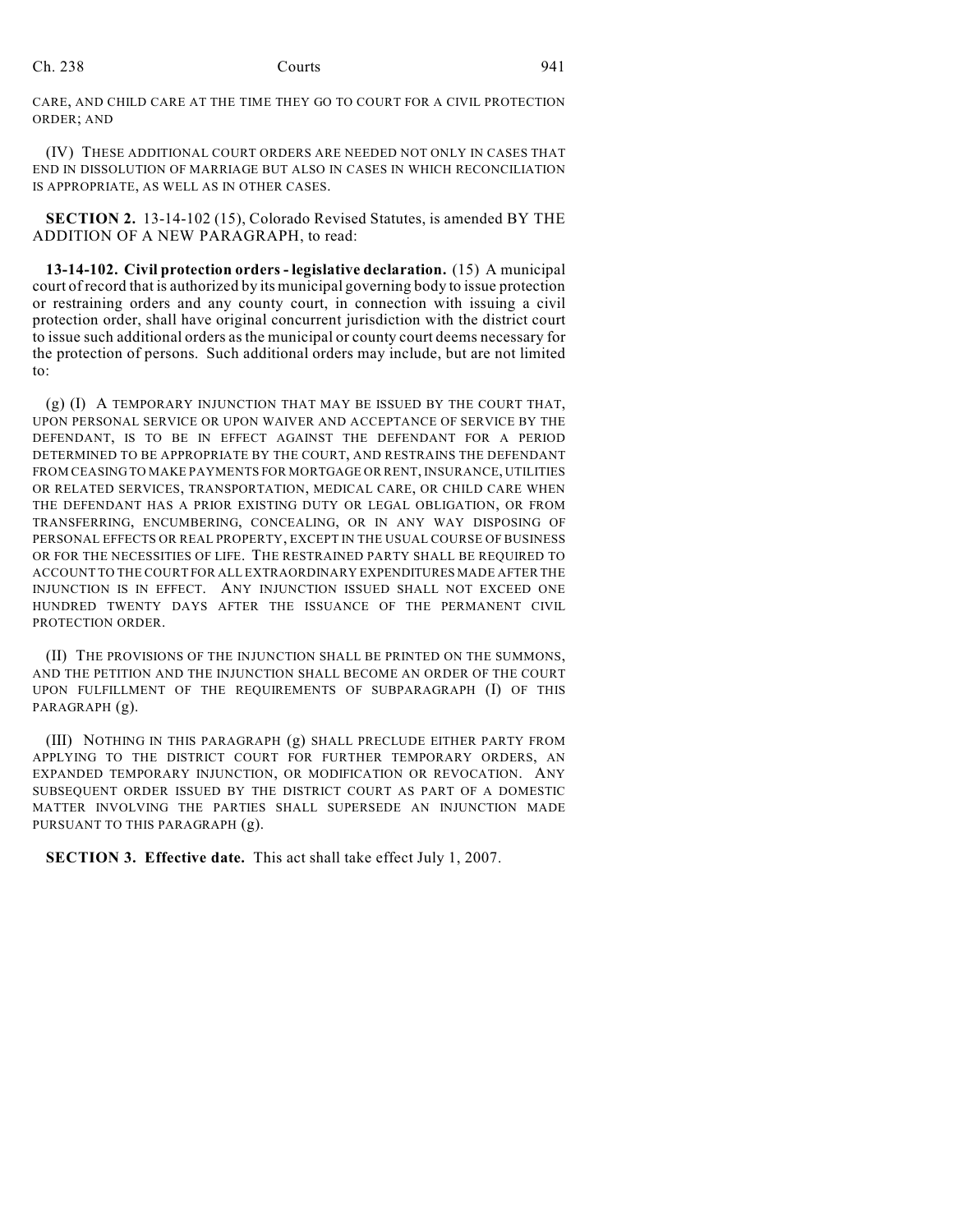CARE, AND CHILD CARE AT THE TIME THEY GO TO COURT FOR A CIVIL PROTECTION ORDER; AND

(IV) THESE ADDITIONAL COURT ORDERS ARE NEEDED NOT ONLY IN CASES THAT END IN DISSOLUTION OF MARRIAGE BUT ALSO IN CASES IN WHICH RECONCILIATION IS APPROPRIATE, AS WELL AS IN OTHER CASES.

**SECTION 2.** 13-14-102 (15), Colorado Revised Statutes, is amended BY THE ADDITION OF A NEW PARAGRAPH, to read:

**13-14-102. Civil protection orders - legislative declaration.** (15) A municipal court of record that is authorized by its municipal governing body to issue protection or restraining orders and any county court, in connection with issuing a civil protection order, shall have original concurrent jurisdiction with the district court to issue such additional orders as the municipal or county court deems necessary for the protection of persons. Such additional orders may include, but are not limited to:

(g) (I) A TEMPORARY INJUNCTION THAT MAY BE ISSUED BY THE COURT THAT, UPON PERSONAL SERVICE OR UPON WAIVER AND ACCEPTANCE OF SERVICE BY THE DEFENDANT, IS TO BE IN EFFECT AGAINST THE DEFENDANT FOR A PERIOD DETERMINED TO BE APPROPRIATE BY THE COURT, AND RESTRAINS THE DEFENDANT FROM CEASING TO MAKE PAYMENTS FOR MORTGAGE OR RENT, INSURANCE, UTILITIES OR RELATED SERVICES, TRANSPORTATION, MEDICAL CARE, OR CHILD CARE WHEN THE DEFENDANT HAS A PRIOR EXISTING DUTY OR LEGAL OBLIGATION, OR FROM TRANSFERRING, ENCUMBERING, CONCEALING, OR IN ANY WAY DISPOSING OF PERSONAL EFFECTS OR REAL PROPERTY, EXCEPT IN THE USUAL COURSE OF BUSINESS OR FOR THE NECESSITIES OF LIFE. THE RESTRAINED PARTY SHALL BE REQUIRED TO ACCOUNT TO THE COURT FOR ALL EXTRAORDINARY EXPENDITURES MADE AFTER THE INJUNCTION IS IN EFFECT. ANY INJUNCTION ISSUED SHALL NOT EXCEED ONE HUNDRED TWENTY DAYS AFTER THE ISSUANCE OF THE PERMANENT CIVIL PROTECTION ORDER.

(II) THE PROVISIONS OF THE INJUNCTION SHALL BE PRINTED ON THE SUMMONS, AND THE PETITION AND THE INJUNCTION SHALL BECOME AN ORDER OF THE COURT UPON FULFILLMENT OF THE REQUIREMENTS OF SUBPARAGRAPH (I) OF THIS PARAGRAPH (g).

(III) NOTHING IN THIS PARAGRAPH (g) SHALL PRECLUDE EITHER PARTY FROM APPLYING TO THE DISTRICT COURT FOR FURTHER TEMPORARY ORDERS, AN EXPANDED TEMPORARY INJUNCTION, OR MODIFICATION OR REVOCATION. ANY SUBSEQUENT ORDER ISSUED BY THE DISTRICT COURT AS PART OF A DOMESTIC MATTER INVOLVING THE PARTIES SHALL SUPERSEDE AN INJUNCTION MADE PURSUANT TO THIS PARAGRAPH (g).

**SECTION 3. Effective date.** This act shall take effect July 1, 2007.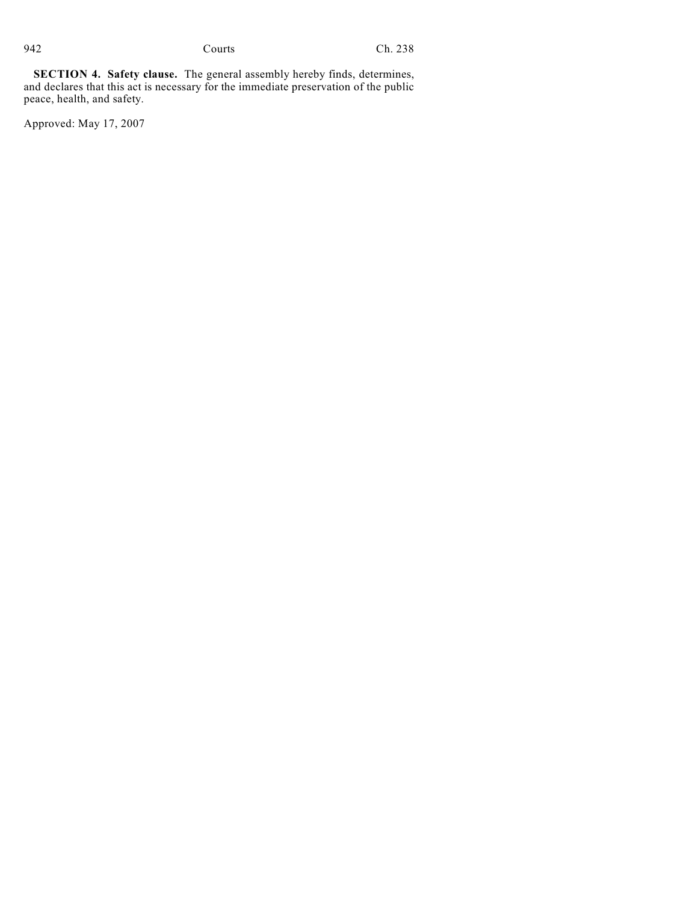**SECTION 4. Safety clause.** The general assembly hereby finds, determines, and declares that this act is necessary for the immediate preservation of the public peace, health, and safety.

Approved: May 17, 2007